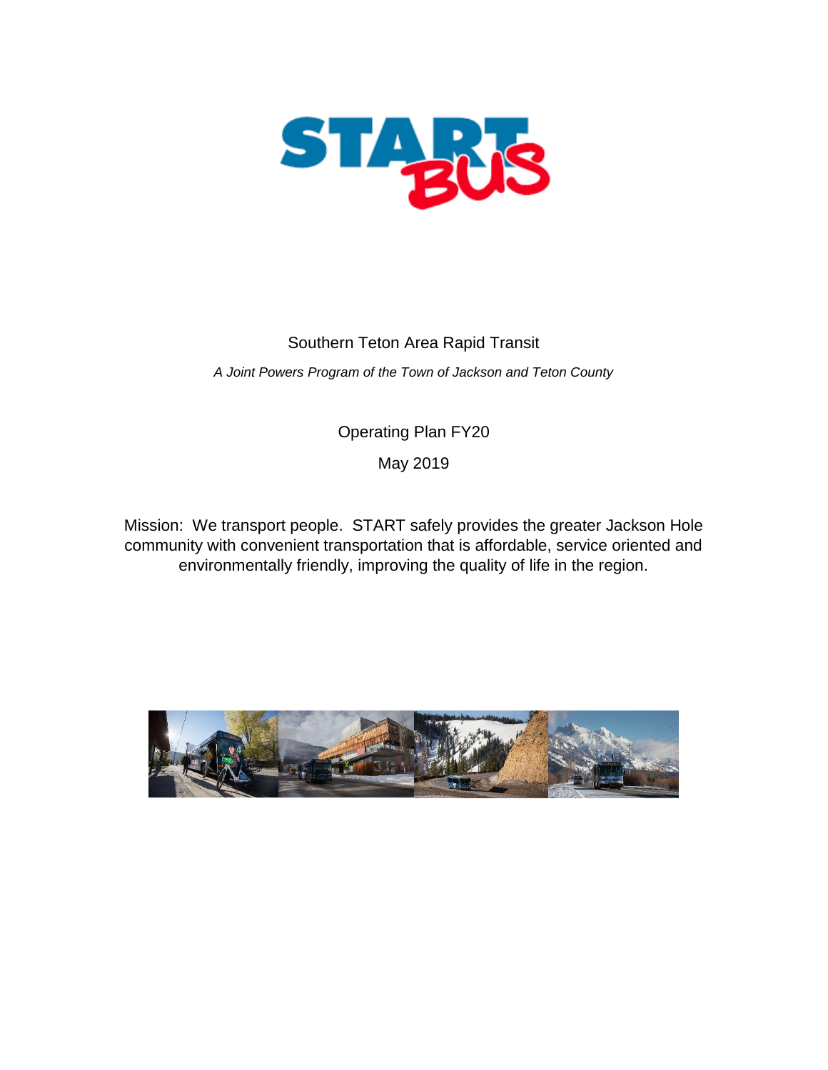START BUS

Southern Teton Area Rapid Transit

*A Joint Powers Program of the Town of Jackson and Teton County*

Operating Plan FY20

May 2019

Mission: We transport people. START safely provides the greater Jackson Hole community with convenient transportation that is affordable, service oriented and environmentally friendly, improving the quality of life in the region.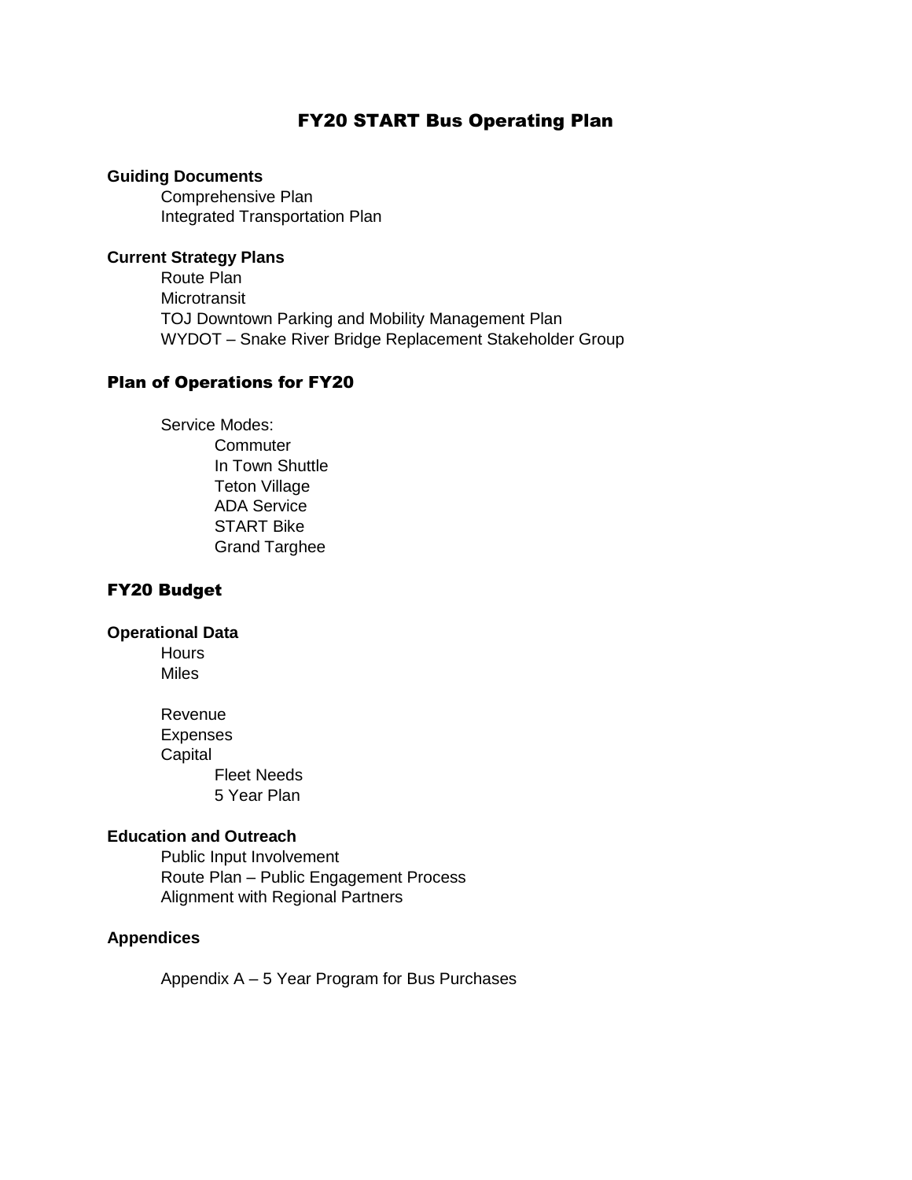# FY20 START Bus Operating Plan

**Guiding Documents**

- Comprehensive Plan
- Integrated Transportation Plan

**Current Strategy Plans**

- Route Plan
- Microtransit
- TOJ Downtown Parking and Mobility Management Plan
- WYDOT – Snake River Bridge Replacement Stakeholder Group

## Plan of Operations for FY20

Service Modes:

- Commuter
- In Town Shuttle
- Teton Village
- ADA Service
- START Bike
- Grand Targhee

## FY20 Budget

**Operational Data**

- Hours
- Miles

- Revenue
- Expenses
- Capital
  - Fleet Needs
  - 5 Year Plan

**Education and Outreach**

- Public Input Involvement
- Route Plan – Public Engagement Process
- Alignment with Regional Partners

**Appendices**

Appendix A – 5 Year Program for Bus Purchases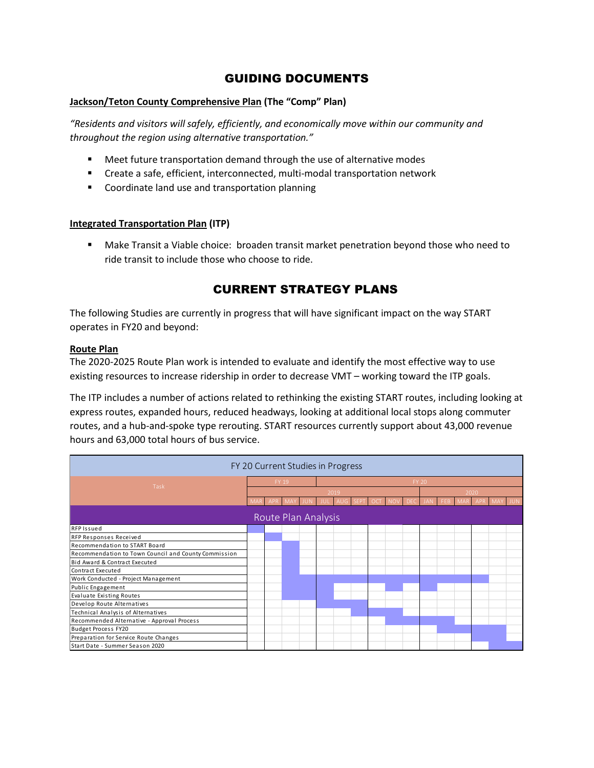# GUIDING DOCUMENTS

**Jackson/Teton County Comprehensive Plan (The "Comp" Plan)**

*"Residents and visitors will safely, efficiently, and economically move within our community and throughout the region using alternative transportation."*

- Meet future transportation demand through the use of alternative modes
- Create a safe, efficient, interconnected, multi-modal transportation network
- Coordinate land use and transportation planning

**Integrated Transportation Plan (ITP)**

- Make Transit a Viable choice: broaden transit market penetration beyond those who need to ride transit to include those who choose to ride.

# CURRENT STRATEGY PLANS

The following Studies are currently in progress that will have significant impact on the way START operates in FY20 and beyond:

**Route Plan**

The 2020-2025 Route Plan work is intended to evaluate and identify the most effective way to use existing resources to increase ridership in order to decrease VMT – working toward the ITP goals.

The ITP includes a number of actions related to rethinking the existing START routes, including looking at express routes, expanded hours, reduced headways, looking at additional local stops along commuter routes, and a hub-and-spoke type rerouting. START resources currently support about 43,000 revenue hours and 63,000 total hours of bus service.

FY 20 Current Studies in Progress

| Task | FY 19 | | | | FY 20 | | | | | | | | | | | |
|---|---|---|---|---|---|---|---|---|---|---|---|---|---|---|---|---|
| | | | | | 2019 | | | | | | 2020 | | | | | |
| | MAR | APR | MAY | JUN | JUL | AUG | SEPT | OCT | NOV | DEC | JAN | FEB | MAR | APR | MAY | JUN |
| **Route Plan Analysis** | | | | | | | | | | | | | | | | |
| RFP Issued | X | | | | | | | | | | | | | | | |
| RFP Responses Received | | X | | | | | | | | | | | | | | |
| Recommendation to START Board | | | X | | | | | | | | | | | | | |
| Recommendation to Town Council and County Commission | | | X | | | | | | | | | | | | | |
| Bid Award & Contract Executed | | | X | | | | | | | | | | | | | |
| Contract Executed | | | X | | | | | | | | | | | | | |
| Work Conducted - Project Management | | | X | X | X | X | X | X | X | X | X | X | X | X | | |
| Public Engagement | | | X | X | X | | | | X | | X | | | | | |
| Evaluate Existing Routes | | | X | X | X | | | | | | | | | | | |
| Develop Route Alternatives | | | | | X | X | X | | | | | | | | | |
| Technical Analysis of Alternatives | | | | | | | X | X | X | | | | | | | |
| Recommended Alternative - Approval Process | | | | | | | | | X | X | X | X | | | | |
| Budget Process FY20 | | | | | | | | | | | | X | X | X | X | |
| Preparation for Service Route Changes | | | | | | | | | | | | | | X | X | |
| Start Date - Summer Season 2020 | | | | | | | | | | | | | | | X | X |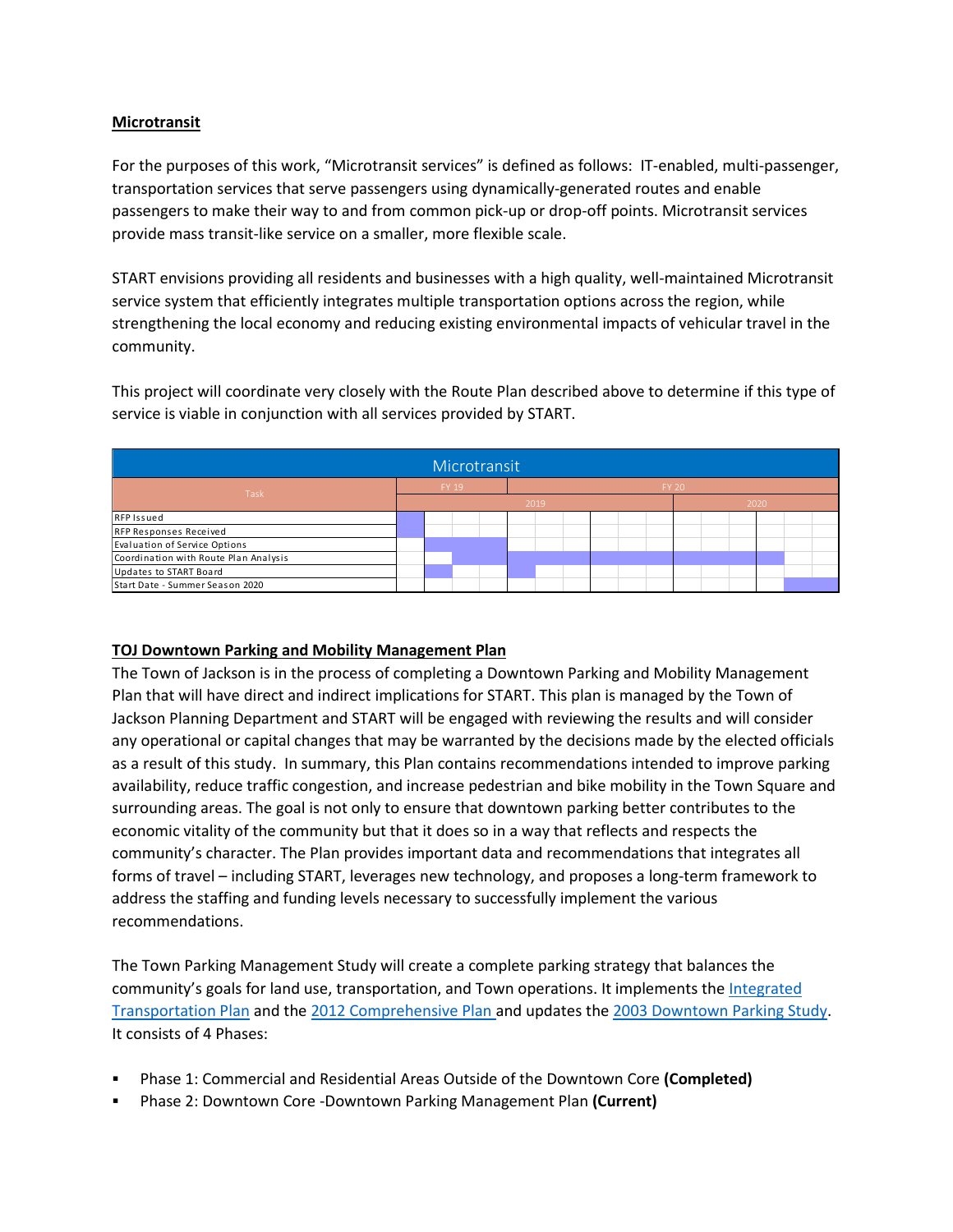## Microtransit

For the purposes of this work, "Microtransit services" is defined as follows: IT-enabled, multi-passenger, transportation services that serve passengers using dynamically-generated routes and enable passengers to make their way to and from common pick-up or drop-off points. Microtransit services provide mass transit-like service on a smaller, more flexible scale.

START envisions providing all residents and businesses with a high quality, well-maintained Microtransit service system that efficiently integrates multiple transportation options across the region, while strengthening the local economy and reducing existing environmental impacts of vehicular travel in the community.

This project will coordinate very closely with the Route Plan described above to determine if this type of service is viable in conjunction with all services provided by START.

**Microtransit**

| Task | FY 19 | | | | FY 20 | | | | | | | | | | | |
|---|---|---|---|---|---|---|---|---|---|---|---|---|---|---|---|---|
| | 2019 | | | | | | | | | | 2020 | | | | | |
| RFP Issued | X | | | | | | | | | | | | | | | |
| RFP Responses Received | X | | | | | | | | | | | | | | | |
| Evaluation of Service Options | | X | X | X | | | | | | | | | | | | |
| Coordination with Route Plan Analysis | | | | | X | X | X | X | X | X | X | X | X | X | | |
| Updates to START Board | | X | | | X | | | | | | | | | | | |
| Start Date - Summer Season 2020 | | | | | | | | | | | | | | | X | X |

## TOJ Downtown Parking and Mobility Management Plan

The Town of Jackson is in the process of completing a Downtown Parking and Mobility Management Plan that will have direct and indirect implications for START. This plan is managed by the Town of Jackson Planning Department and START will be engaged with reviewing the results and will consider any operational or capital changes that may be warranted by the decisions made by the elected officials as a result of this study. In summary, this Plan contains recommendations intended to improve parking availability, reduce traffic congestion, and increase pedestrian and bike mobility in the Town Square and surrounding areas. The goal is not only to ensure that downtown parking better contributes to the economic vitality of the community but that it does so in a way that reflects and respects the community's character. The Plan provides important data and recommendations that integrates all forms of travel – including START, leverages new technology, and proposes a long-term framework to address the staffing and funding levels necessary to successfully implement the various recommendations.

The Town Parking Management Study will create a complete parking strategy that balances the community's goals for land use, transportation, and Town operations. It implements the Integrated Transportation Plan and the 2012 Comprehensive Plan and updates the 2003 Downtown Parking Study. It consists of 4 Phases:

- Phase 1: Commercial and Residential Areas Outside of the Downtown Core **(Completed)**
- Phase 2: Downtown Core -Downtown Parking Management Plan **(Current)**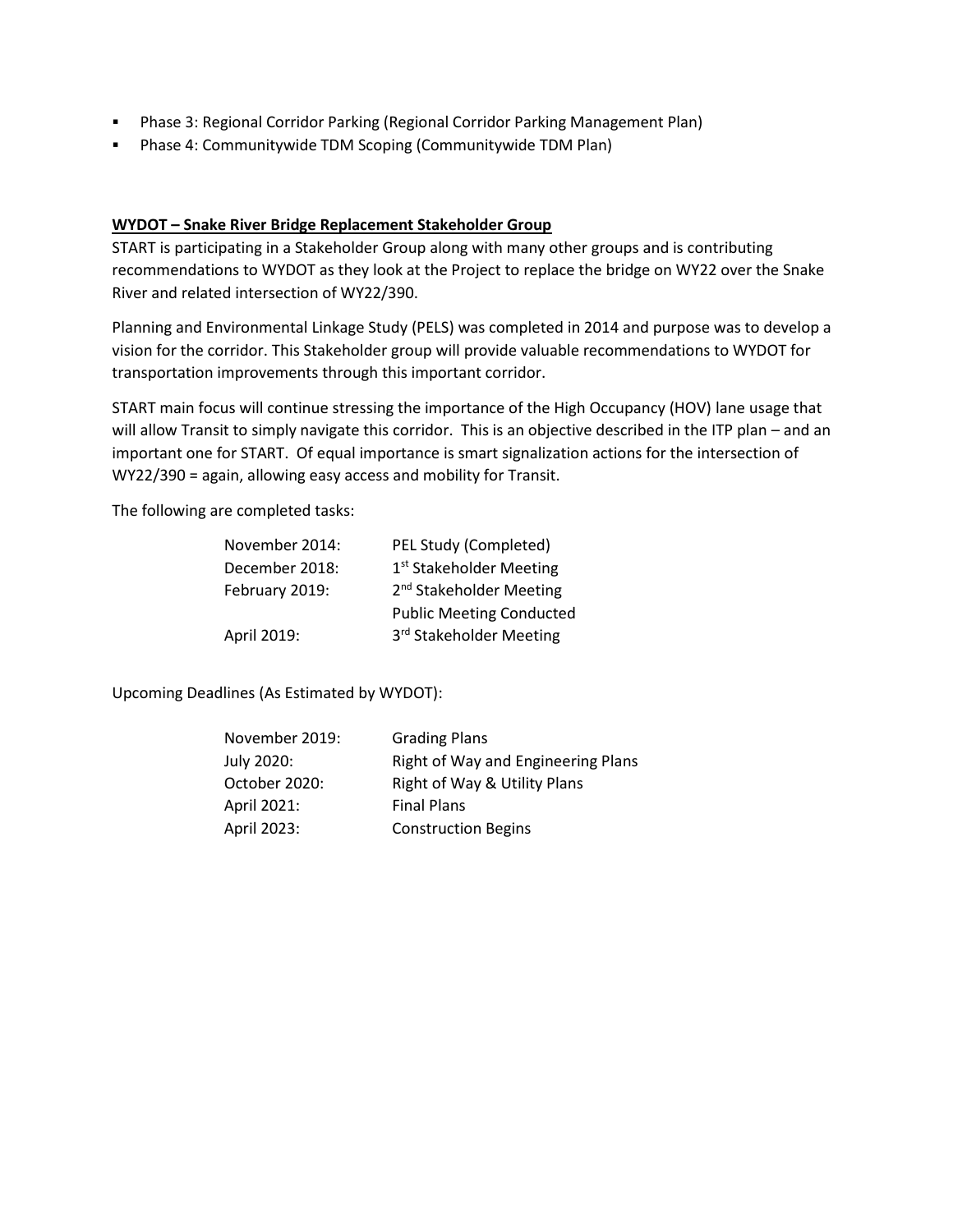- Phase 3: Regional Corridor Parking (Regional Corridor Parking Management Plan)
- Phase 4: Communitywide TDM Scoping (Communitywide TDM Plan)

**WYDOT – Snake River Bridge Replacement Stakeholder Group**

START is participating in a Stakeholder Group along with many other groups and is contributing recommendations to WYDOT as they look at the Project to replace the bridge on WY22 over the Snake River and related intersection of WY22/390.

Planning and Environmental Linkage Study (PELS) was completed in 2014 and purpose was to develop a vision for the corridor. This Stakeholder group will provide valuable recommendations to WYDOT for transportation improvements through this important corridor.

START main focus will continue stressing the importance of the High Occupancy (HOV) lane usage that will allow Transit to simply navigate this corridor. This is an objective described in the ITP plan – and an important one for START. Of equal importance is smart signalization actions for the intersection of WY22/390 = again, allowing easy access and mobility for Transit.

The following are completed tasks:

| | |
|---|---|
| November 2014: | PEL Study (Completed) |
| December 2018: | 1st Stakeholder Meeting |
| February 2019: | 2nd Stakeholder Meeting |
| | Public Meeting Conducted |
| April 2019: | 3rd Stakeholder Meeting |

Upcoming Deadlines (As Estimated by WYDOT):

| | |
|---|---|
| November 2019: | Grading Plans |
| July 2020: | Right of Way and Engineering Plans |
| October 2020: | Right of Way & Utility Plans |
| April 2021: | Final Plans |
| April 2023: | Construction Begins |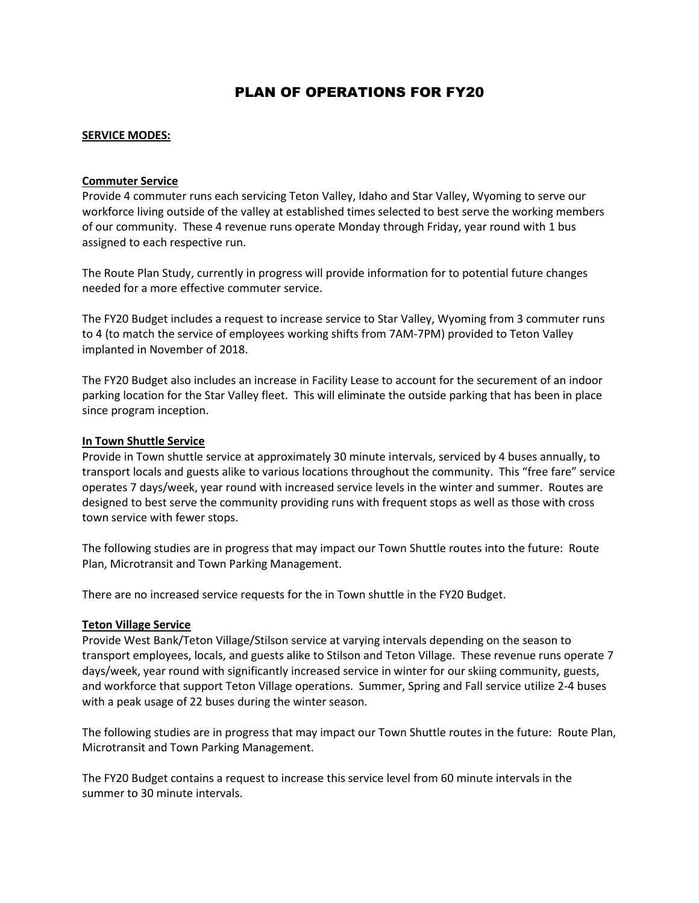# PLAN OF OPERATIONS FOR FY20

**SERVICE MODES:**

**Commuter Service**

Provide 4 commuter runs each servicing Teton Valley, Idaho and Star Valley, Wyoming to serve our workforce living outside of the valley at established times selected to best serve the working members of our community. These 4 revenue runs operate Monday through Friday, year round with 1 bus assigned to each respective run.

The Route Plan Study, currently in progress will provide information for to potential future changes needed for a more effective commuter service.

The FY20 Budget includes a request to increase service to Star Valley, Wyoming from 3 commuter runs to 4 (to match the service of employees working shifts from 7AM-7PM) provided to Teton Valley implanted in November of 2018.

The FY20 Budget also includes an increase in Facility Lease to account for the securement of an indoor parking location for the Star Valley fleet. This will eliminate the outside parking that has been in place since program inception.

**In Town Shuttle Service**

Provide in Town shuttle service at approximately 30 minute intervals, serviced by 4 buses annually, to transport locals and guests alike to various locations throughout the community. This "free fare" service operates 7 days/week, year round with increased service levels in the winter and summer. Routes are designed to best serve the community providing runs with frequent stops as well as those with cross town service with fewer stops.

The following studies are in progress that may impact our Town Shuttle routes into the future: Route Plan, Microtransit and Town Parking Management.

There are no increased service requests for the in Town shuttle in the FY20 Budget.

**Teton Village Service**

Provide West Bank/Teton Village/Stilson service at varying intervals depending on the season to transport employees, locals, and guests alike to Stilson and Teton Village. These revenue runs operate 7 days/week, year round with significantly increased service in winter for our skiing community, guests, and workforce that support Teton Village operations. Summer, Spring and Fall service utilize 2-4 buses with a peak usage of 22 buses during the winter season.

The following studies are in progress that may impact our Town Shuttle routes in the future: Route Plan, Microtransit and Town Parking Management.

The FY20 Budget contains a request to increase this service level from 60 minute intervals in the summer to 30 minute intervals.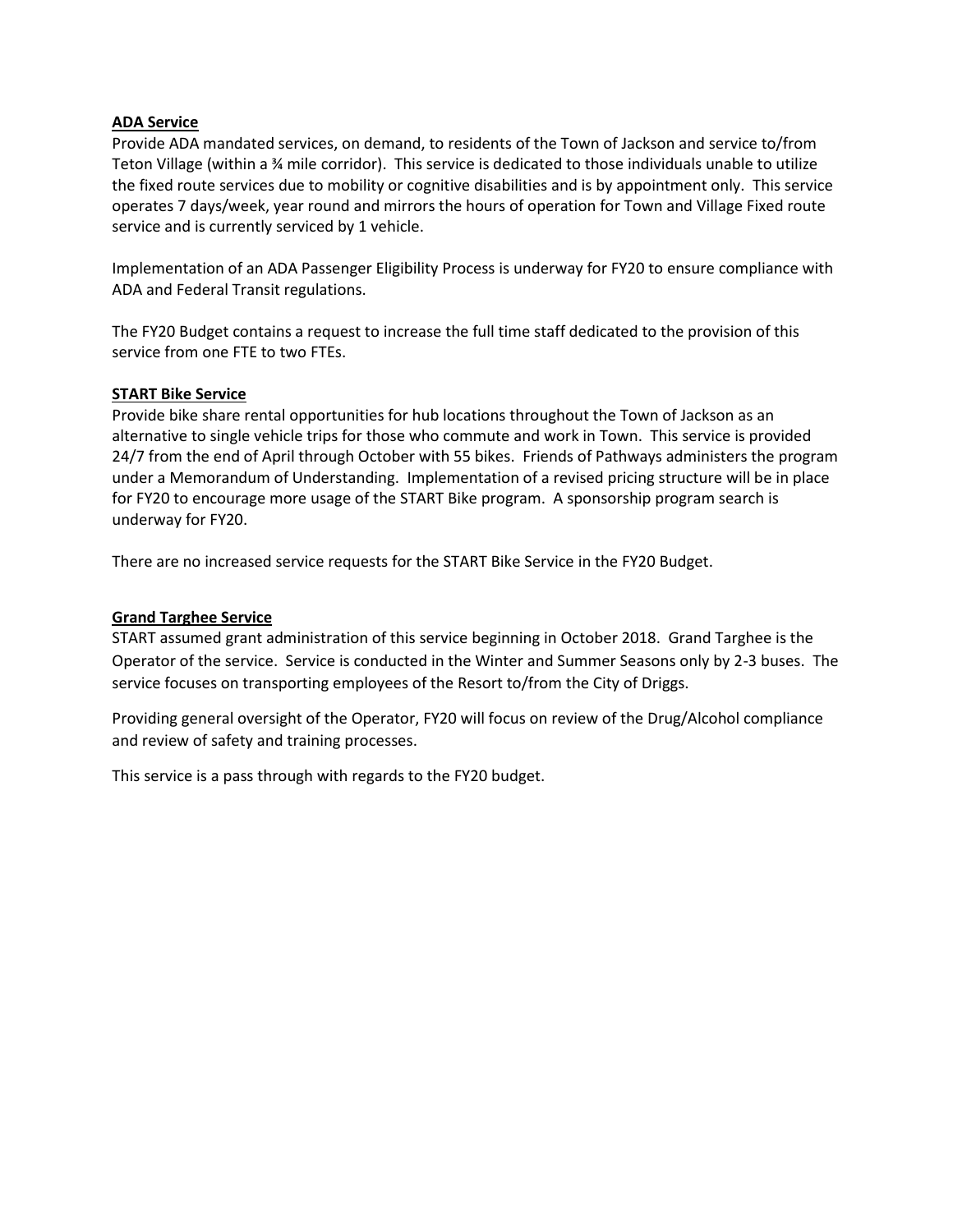**ADA Service**

Provide ADA mandated services, on demand, to residents of the Town of Jackson and service to/from Teton Village (within a ¾ mile corridor). This service is dedicated to those individuals unable to utilize the fixed route services due to mobility or cognitive disabilities and is by appointment only. This service operates 7 days/week, year round and mirrors the hours of operation for Town and Village Fixed route service and is currently serviced by 1 vehicle.

Implementation of an ADA Passenger Eligibility Process is underway for FY20 to ensure compliance with ADA and Federal Transit regulations.

The FY20 Budget contains a request to increase the full time staff dedicated to the provision of this service from one FTE to two FTEs.

**START Bike Service**

Provide bike share rental opportunities for hub locations throughout the Town of Jackson as an alternative to single vehicle trips for those who commute and work in Town. This service is provided 24/7 from the end of April through October with 55 bikes. Friends of Pathways administers the program under a Memorandum of Understanding. Implementation of a revised pricing structure will be in place for FY20 to encourage more usage of the START Bike program. A sponsorship program search is underway for FY20.

There are no increased service requests for the START Bike Service in the FY20 Budget.

**Grand Targhee Service**

START assumed grant administration of this service beginning in October 2018. Grand Targhee is the Operator of the service. Service is conducted in the Winter and Summer Seasons only by 2-3 buses. The service focuses on transporting employees of the Resort to/from the City of Driggs.

Providing general oversight of the Operator, FY20 will focus on review of the Drug/Alcohol compliance and review of safety and training processes.

This service is a pass through with regards to the FY20 budget.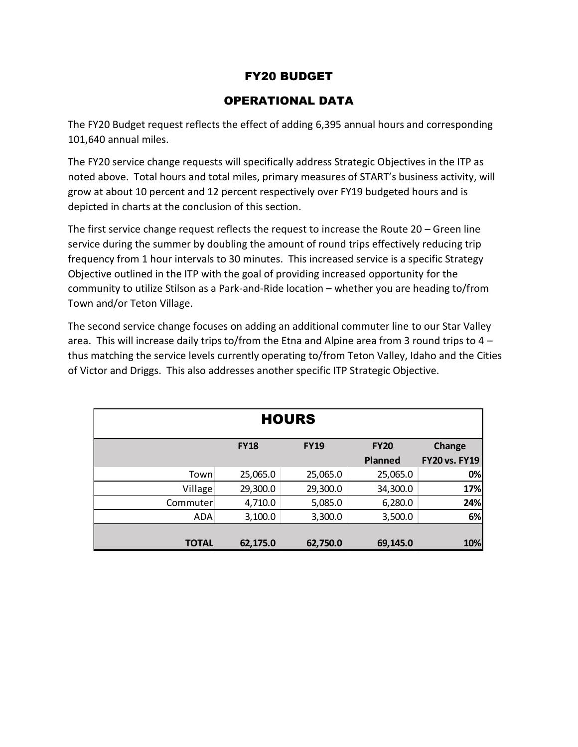# FY20 BUDGET

## OPERATIONAL DATA

The FY20 Budget request reflects the effect of adding 6,395 annual hours and corresponding 101,640 annual miles.

The FY20 service change requests will specifically address Strategic Objectives in the ITP as noted above. Total hours and total miles, primary measures of START's business activity, will grow at about 10 percent and 12 percent respectively over FY19 budgeted hours and is depicted in charts at the conclusion of this section.

The first service change request reflects the request to increase the Route 20 – Green line service during the summer by doubling the amount of round trips effectively reducing trip frequency from 1 hour intervals to 30 minutes. This increased service is a specific Strategy Objective outlined in the ITP with the goal of providing increased opportunity for the community to utilize Stilson as a Park-and-Ride location – whether you are heading to/from Town and/or Teton Village.

The second service change focuses on adding an additional commuter line to our Star Valley area. This will increase daily trips to/from the Etna and Alpine area from 3 round trips to 4 – thus matching the service levels currently operating to/from Teton Valley, Idaho and the Cities of Victor and Driggs. This also addresses another specific ITP Strategic Objective.

**HOURS**

| | FY18 | FY19 | FY20 Planned | Change FY20 vs. FY19 |
|---|---|---|---|---|
| Town | 25,065.0 | 25,065.0 | 25,065.0 | **0%** |
| Village | 29,300.0 | 29,300.0 | 34,300.0 | **17%** |
| Commuter | 4,710.0 | 5,085.0 | 6,280.0 | **24%** |
| ADA | 3,100.0 | 3,300.0 | 3,500.0 | **6%** |
| **TOTAL** | **62,175.0** | **62,750.0** | **69,145.0** | **10%** |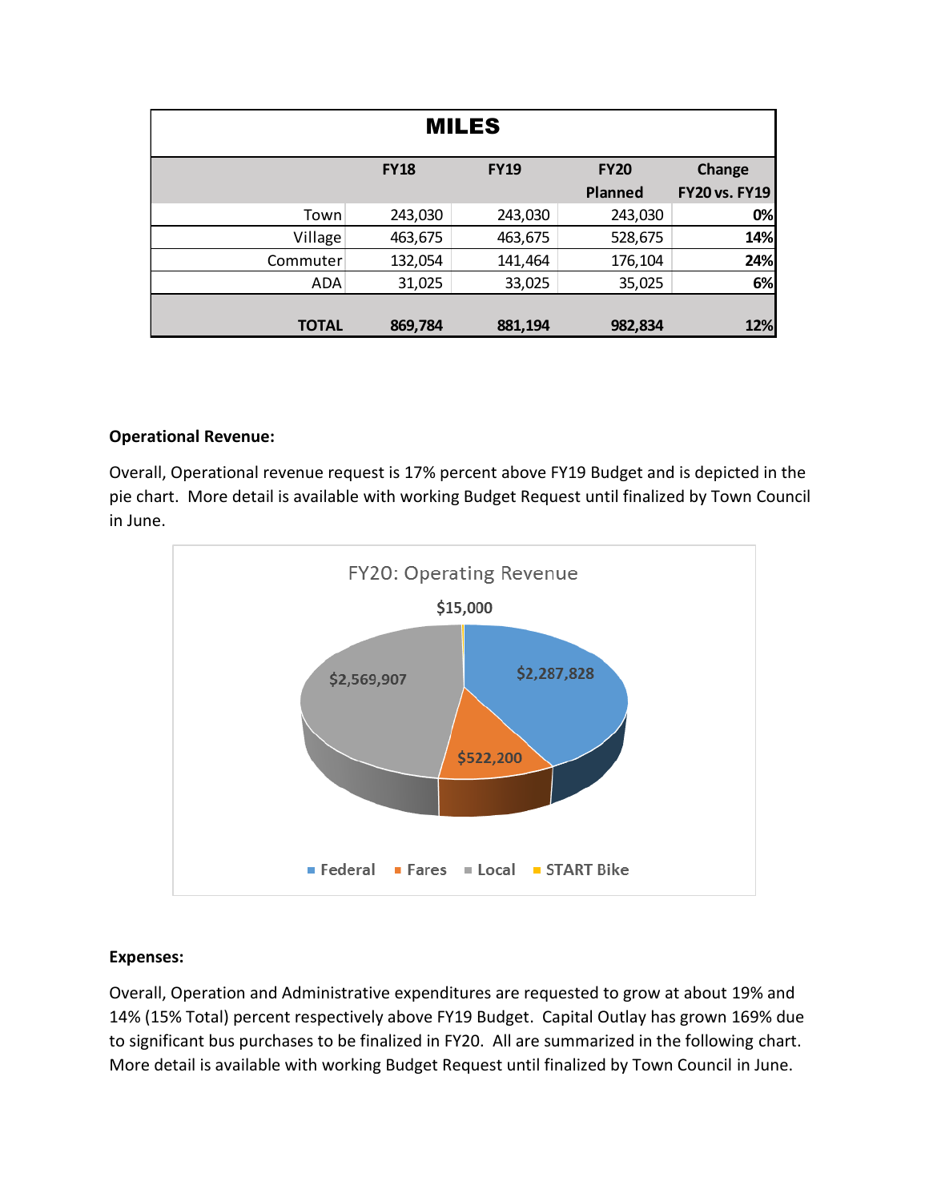| MILES | | | | |
|---|---|---|---|---|
| | **FY18** | **FY19** | **FY20 Planned** | **Change FY20 vs. FY19** |
| Town | 243,030 | 243,030 | 243,030 | **0%** |
| Village | 463,675 | 463,675 | 528,675 | **14%** |
| Commuter | 132,054 | 141,464 | 176,104 | **24%** |
| ADA | 31,025 | 33,025 | 35,025 | **6%** |
| **TOTAL** | **869,784** | **881,194** | **982,834** | **12%** |

**Operational Revenue:**

Overall, Operational revenue request is 17% percent above FY19 Budget and is depicted in the pie chart. More detail is available with working Budget Request until finalized by Town Council in June.

FY20: Operating Revenue

| Source | Amount |
|---|---|
| Federal | $2,287,828 |
| Fares | $522,200 |
| Local | $2,569,907 |
| START Bike | $15,000 |

**Expenses:**

Overall, Operation and Administrative expenditures are requested to grow at about 19% and 14% (15% Total) percent respectively above FY19 Budget. Capital Outlay has grown 169% due to significant bus purchases to be finalized in FY20. All are summarized in the following chart. More detail is available with working Budget Request until finalized by Town Council in June.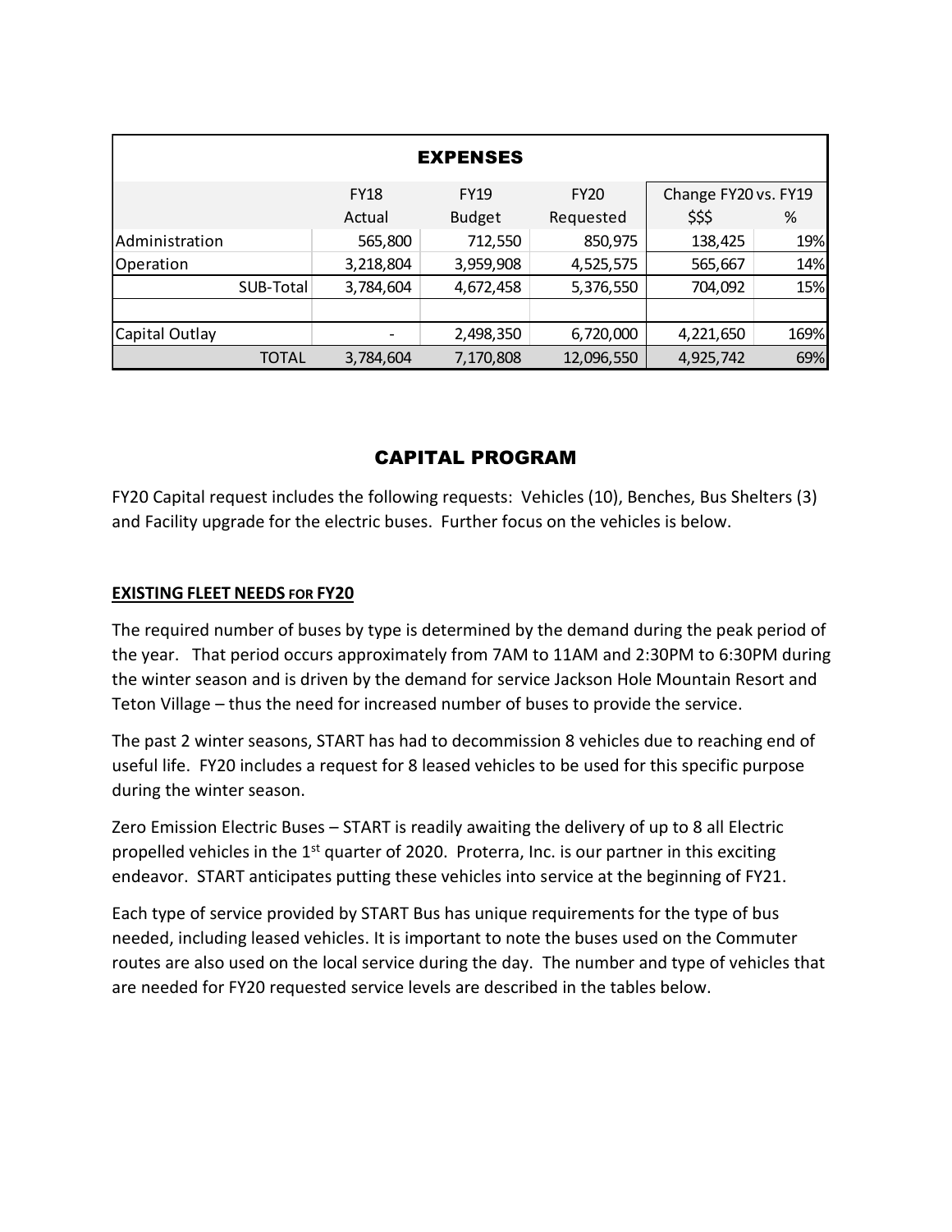| EXPENSES | | | | | |
|---|---|---|---|---|---|
| | FY18 Actual | FY19 Budget | FY20 Requested | Change FY20 vs. FY19 $$$ | % |
| Administration | 565,800 | 712,550 | 850,975 | 138,425 | 19% |
| Operation | 3,218,804 | 3,959,908 | 4,525,575 | 565,667 | 14% |
| SUB-Total | 3,784,604 | 4,672,458 | 5,376,550 | 704,092 | 15% |
| | | | | | |
| Capital Outlay | - | 2,498,350 | 6,720,000 | 4,221,650 | 169% |
| TOTAL | 3,784,604 | 7,170,808 | 12,096,550 | 4,925,742 | 69% |

## CAPITAL PROGRAM

FY20 Capital request includes the following requests: Vehicles (10), Benches, Bus Shelters (3) and Facility upgrade for the electric buses. Further focus on the vehicles is below.

**EXISTING FLEET NEEDS FOR FY20**

The required number of buses by type is determined by the demand during the peak period of the year. That period occurs approximately from 7AM to 11AM and 2:30PM to 6:30PM during the winter season and is driven by the demand for service Jackson Hole Mountain Resort and Teton Village – thus the need for increased number of buses to provide the service.

The past 2 winter seasons, START has had to decommission 8 vehicles due to reaching end of useful life. FY20 includes a request for 8 leased vehicles to be used for this specific purpose during the winter season.

Zero Emission Electric Buses – START is readily awaiting the delivery of up to 8 all Electric propelled vehicles in the 1st quarter of 2020. Proterra, Inc. is our partner in this exciting endeavor. START anticipates putting these vehicles into service at the beginning of FY21.

Each type of service provided by START Bus has unique requirements for the type of bus needed, including leased vehicles. It is important to note the buses used on the Commuter routes are also used on the local service during the day. The number and type of vehicles that are needed for FY20 requested service levels are described in the tables below.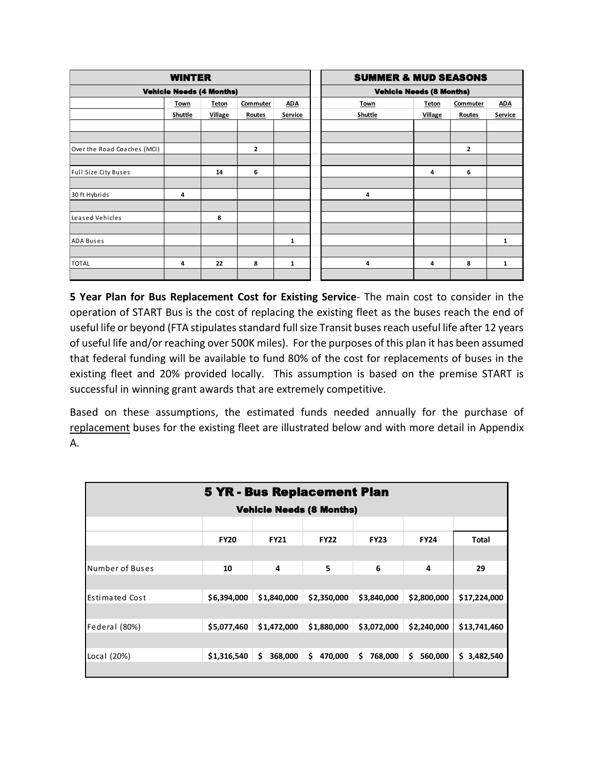| WINTER | | | | | | SUMMER & MUD SEASONS | | | |
|---|---|---|---|---|---|---|---|---|---|
| Vehicle Needs (4 Months) | | | | | | Vehicle Needs (8 Months) | | | |
| | Town Shuttle | Teton Village | Commuter Routes | ADA Service | | Town Shuttle | Teton Village | Commuter Routes | ADA Service |
| Over the Road Coaches (MCI) | | | 2 | | | | | 2 | |
| Full Size City Buses | | 14 | 6 | | | | 4 | 6 | |
| 30 ft Hybrids | 4 | | | | | 4 | | | |
| Leased Vehicles | | 8 | | | | | | | |
| ADA Buses | | | | 1 | | | | | 1 |
| TOTAL | 4 | 22 | 8 | 1 | | 4 | 4 | 8 | 1 |

**5 Year Plan for Bus Replacement Cost for Existing Service**- The main cost to consider in the operation of START Bus is the cost of replacing the existing fleet as the buses reach the end of useful life or beyond (FTA stipulates standard full size Transit buses reach useful life after 12 years of useful life and/or reaching over 500K miles). For the purposes of this plan it has been assumed that federal funding will be available to fund 80% of the cost for replacements of buses in the existing fleet and 20% provided locally. This assumption is based on the premise START is successful in winning grant awards that are extremely competitive.

Based on these assumptions, the estimated funds needed annually for the purchase of replacement buses for the existing fleet are illustrated below and with more detail in Appendix A.

| 5 YR - Bus Replacement Plan<br>Vehicle Needs (8 Months) | | | | | | |
|---|---|---|---|---|---|---|
| | FY20 | FY21 | FY22 | FY23 | FY24 | Total |
| Number of Buses | 10 | 4 | 5 | 6 | 4 | 29 |
| Estimated Cost | $6,394,000 | $1,840,000 | $2,350,000 | $3,840,000 | $2,800,000 | $17,224,000 |
| Federal (80%) | $5,077,460 | $1,472,000 | $1,880,000 | $3,072,000 | $2,240,000 | $13,741,460 |
| Local (20%) | $1,316,540 | $ 368,000 | $ 470,000 | $ 768,000 | $ 560,000 | $ 3,482,540 |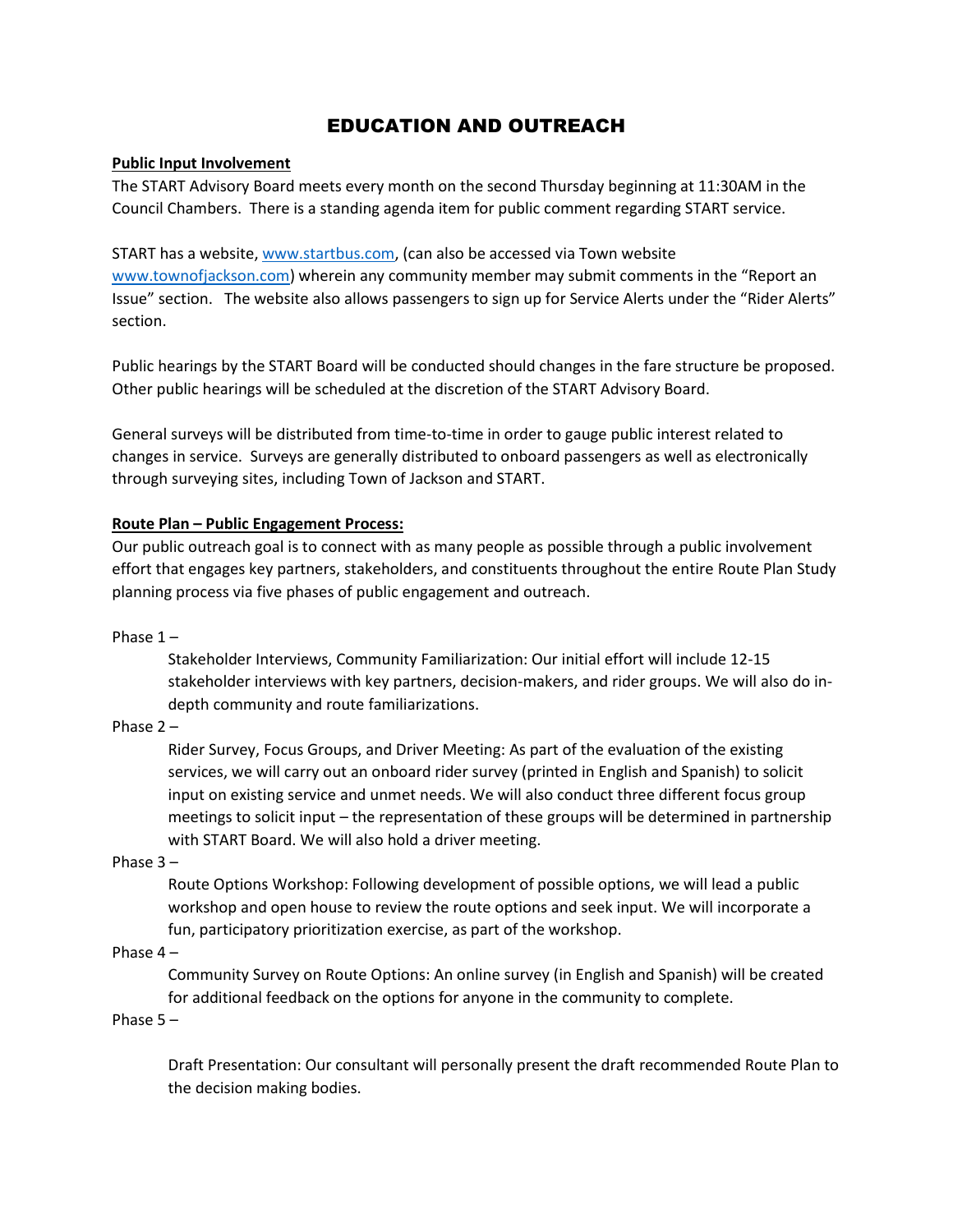# EDUCATION AND OUTREACH

**Public Input Involvement**

The START Advisory Board meets every month on the second Thursday beginning at 11:30AM in the Council Chambers. There is a standing agenda item for public comment regarding START service.

START has a website, www.startbus.com, (can also be accessed via Town website www.townofjackson.com) wherein any community member may submit comments in the "Report an Issue" section. The website also allows passengers to sign up for Service Alerts under the "Rider Alerts" section.

Public hearings by the START Board will be conducted should changes in the fare structure be proposed. Other public hearings will be scheduled at the discretion of the START Advisory Board.

General surveys will be distributed from time-to-time in order to gauge public interest related to changes in service. Surveys are generally distributed to onboard passengers as well as electronically through surveying sites, including Town of Jackson and START.

**Route Plan – Public Engagement Process:**

Our public outreach goal is to connect with as many people as possible through a public involvement effort that engages key partners, stakeholders, and constituents throughout the entire Route Plan Study planning process via five phases of public engagement and outreach.

Phase 1 –

Stakeholder Interviews, Community Familiarization: Our initial effort will include 12-15 stakeholder interviews with key partners, decision-makers, and rider groups. We will also do in-depth community and route familiarizations.

Phase 2 –

Rider Survey, Focus Groups, and Driver Meeting: As part of the evaluation of the existing services, we will carry out an onboard rider survey (printed in English and Spanish) to solicit input on existing service and unmet needs. We will also conduct three different focus group meetings to solicit input – the representation of these groups will be determined in partnership with START Board. We will also hold a driver meeting.

Phase 3 –

Route Options Workshop: Following development of possible options, we will lead a public workshop and open house to review the route options and seek input. We will incorporate a fun, participatory prioritization exercise, as part of the workshop.

Phase 4 –

Community Survey on Route Options: An online survey (in English and Spanish) will be created for additional feedback on the options for anyone in the community to complete.

Phase 5 –

Draft Presentation: Our consultant will personally present the draft recommended Route Plan to the decision making bodies.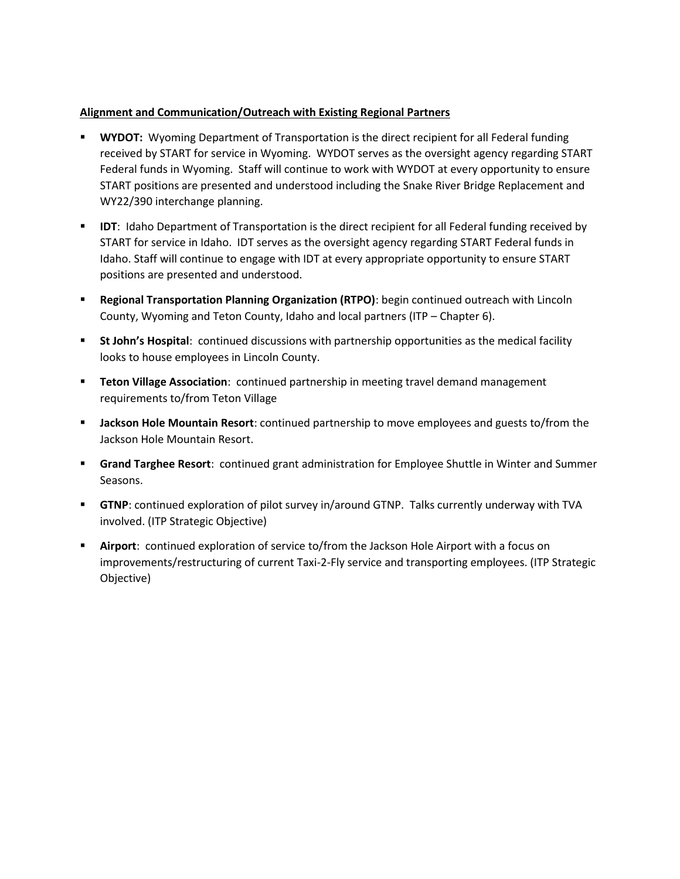**<u>Alignment and Communication/Outreach with Existing Regional Partners</u>**

- **WYDOT:** Wyoming Department of Transportation is the direct recipient for all Federal funding received by START for service in Wyoming. WYDOT serves as the oversight agency regarding START Federal funds in Wyoming. Staff will continue to work with WYDOT at every opportunity to ensure START positions are presented and understood including the Snake River Bridge Replacement and WY22/390 interchange planning.
- **IDT**: Idaho Department of Transportation is the direct recipient for all Federal funding received by START for service in Idaho. IDT serves as the oversight agency regarding START Federal funds in Idaho. Staff will continue to engage with IDT at every appropriate opportunity to ensure START positions are presented and understood.
- **Regional Transportation Planning Organization (RTPO)**: begin continued outreach with Lincoln County, Wyoming and Teton County, Idaho and local partners (ITP – Chapter 6).
- **St John's Hospital**: continued discussions with partnership opportunities as the medical facility looks to house employees in Lincoln County.
- **Teton Village Association**: continued partnership in meeting travel demand management requirements to/from Teton Village
- **Jackson Hole Mountain Resort**: continued partnership to move employees and guests to/from the Jackson Hole Mountain Resort.
- **Grand Targhee Resort**: continued grant administration for Employee Shuttle in Winter and Summer Seasons.
- **GTNP**: continued exploration of pilot survey in/around GTNP. Talks currently underway with TVA involved. (ITP Strategic Objective)
- **Airport**: continued exploration of service to/from the Jackson Hole Airport with a focus on improvements/restructuring of current Taxi-2-Fly service and transporting employees. (ITP Strategic Objective)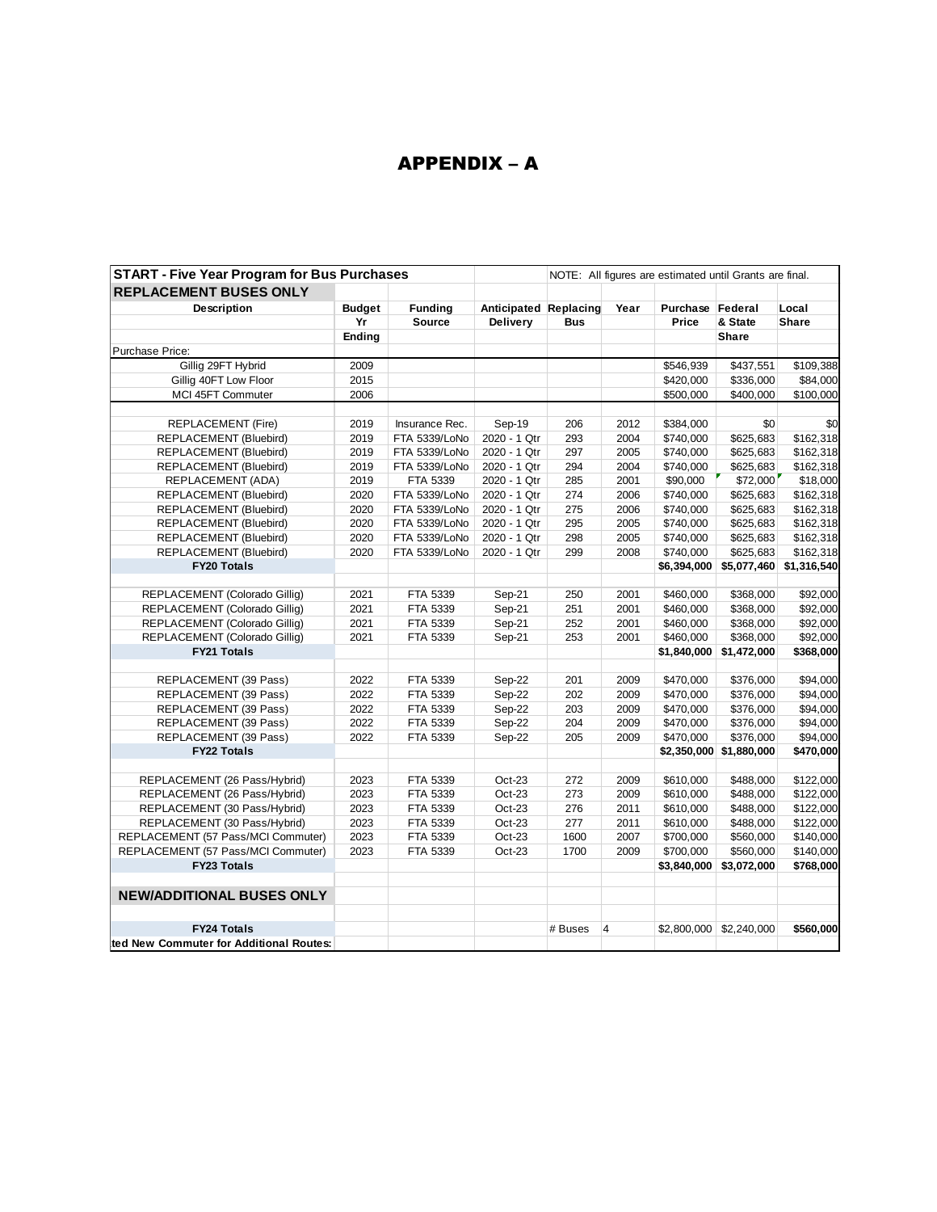# APPENDIX – A

| START - Five Year Program for Bus Purchases | | | NOTE: All figures are estimated until Grants are final. | | | | | |
|---|---|---|---|---|---|---|---|---|
| **REPLACEMENT BUSES ONLY** | | | | | | | | |
| **Description** | **Budget Yr Ending** | **Funding Source** | **Anticipated Delivery** | **Replacing Bus** | **Year** | **Purchase Price** | **Federal & State Share** | **Local Share** |
| Purchase Price: | | | | | | | | |
| Gillig 29FT Hybrid | 2009 | | | | | $546,939 | $437,551 | $109,388 |
| Gillig 40FT Low Floor | 2015 | | | | | $420,000 | $336,000 | $84,000 |
| MCI 45FT Commuter | 2006 | | | | | $500,000 | $400,000 | $100,000 |
| | | | | | | | | |
| REPLACEMENT (Fire) | 2019 | Insurance Rec. | Sep-19 | 206 | 2012 | $384,000 | $0 | $0 |
| REPLACEMENT (Bluebird) | 2019 | FTA 5339/LoNo | 2020 - 1 Qtr | 293 | 2004 | $740,000 | $625,683 | $162,318 |
| REPLACEMENT (Bluebird) | 2019 | FTA 5339/LoNo | 2020 - 1 Qtr | 297 | 2005 | $740,000 | $625,683 | $162,318 |
| REPLACEMENT (Bluebird) | 2019 | FTA 5339/LoNo | 2020 - 1 Qtr | 294 | 2004 | $740,000 | $625,683 | $162,318 |
| REPLACEMENT (ADA) | 2019 | FTA 5339 | 2020 - 1 Qtr | 285 | 2001 | $90,000 | $72,000 | $18,000 |
| REPLACEMENT (Bluebird) | 2020 | FTA 5339/LoNo | 2020 - 1 Qtr | 274 | 2006 | $740,000 | $625,683 | $162,318 |
| REPLACEMENT (Bluebird) | 2020 | FTA 5339/LoNo | 2020 - 1 Qtr | 275 | 2006 | $740,000 | $625,683 | $162,318 |
| REPLACEMENT (Bluebird) | 2020 | FTA 5339/LoNo | 2020 - 1 Qtr | 295 | 2005 | $740,000 | $625,683 | $162,318 |
| REPLACEMENT (Bluebird) | 2020 | FTA 5339/LoNo | 2020 - 1 Qtr | 298 | 2005 | $740,000 | $625,683 | $162,318 |
| REPLACEMENT (Bluebird) | 2020 | FTA 5339/LoNo | 2020 - 1 Qtr | 299 | 2008 | $740,000 | $625,683 | $162,318 |
| **FY20 Totals** | | | | | | **$6,394,000** | **$5,077,460** | **$1,316,540** |
| | | | | | | | | |
| REPLACEMENT (Colorado Gillig) | 2021 | FTA 5339 | Sep-21 | 250 | 2001 | $460,000 | $368,000 | $92,000 |
| REPLACEMENT (Colorado Gillig) | 2021 | FTA 5339 | Sep-21 | 251 | 2001 | $460,000 | $368,000 | $92,000 |
| REPLACEMENT (Colorado Gillig) | 2021 | FTA 5339 | Sep-21 | 252 | 2001 | $460,000 | $368,000 | $92,000 |
| REPLACEMENT (Colorado Gillig) | 2021 | FTA 5339 | Sep-21 | 253 | 2001 | $460,000 | $368,000 | $92,000 |
| **FY21 Totals** | | | | | | **$1,840,000** | **$1,472,000** | **$368,000** |
| | | | | | | | | |
| REPLACEMENT (39 Pass) | 2022 | FTA 5339 | Sep-22 | 201 | 2009 | $470,000 | $376,000 | $94,000 |
| REPLACEMENT (39 Pass) | 2022 | FTA 5339 | Sep-22 | 202 | 2009 | $470,000 | $376,000 | $94,000 |
| REPLACEMENT (39 Pass) | 2022 | FTA 5339 | Sep-22 | 203 | 2009 | $470,000 | $376,000 | $94,000 |
| REPLACEMENT (39 Pass) | 2022 | FTA 5339 | Sep-22 | 204 | 2009 | $470,000 | $376,000 | $94,000 |
| REPLACEMENT (39 Pass) | 2022 | FTA 5339 | Sep-22 | 205 | 2009 | $470,000 | $376,000 | $94,000 |
| **FY22 Totals** | | | | | | **$2,350,000** | **$1,880,000** | **$470,000** |
| | | | | | | | | |
| REPLACEMENT (26 Pass/Hybrid) | 2023 | FTA 5339 | Oct-23 | 272 | 2009 | $610,000 | $488,000 | $122,000 |
| REPLACEMENT (26 Pass/Hybrid) | 2023 | FTA 5339 | Oct-23 | 273 | 2009 | $610,000 | $488,000 | $122,000 |
| REPLACEMENT (30 Pass/Hybrid) | 2023 | FTA 5339 | Oct-23 | 276 | 2011 | $610,000 | $488,000 | $122,000 |
| REPLACEMENT (30 Pass/Hybrid) | 2023 | FTA 5339 | Oct-23 | 277 | 2011 | $610,000 | $488,000 | $122,000 |
| REPLACEMENT (57 Pass/MCI Commuter) | 2023 | FTA 5339 | Oct-23 | 1600 | 2007 | $700,000 | $560,000 | $140,000 |
| REPLACEMENT (57 Pass/MCI Commuter) | 2023 | FTA 5339 | Oct-23 | 1700 | 2009 | $700,000 | $560,000 | $140,000 |
| **FY23 Totals** | | | | | | **$3,840,000** | **$3,072,000** | **$768,000** |
| | | | | | | | | |
| **NEW/ADDITIONAL BUSES ONLY** | | | | | | | | |
| | | | | | | | | |
| **FY24 Totals** | | | | # Buses | 4 | $2,800,000 | $2,240,000 | **$560,000** |
| **ted New Commuter for Additional Routes:** | | | | | | | | |